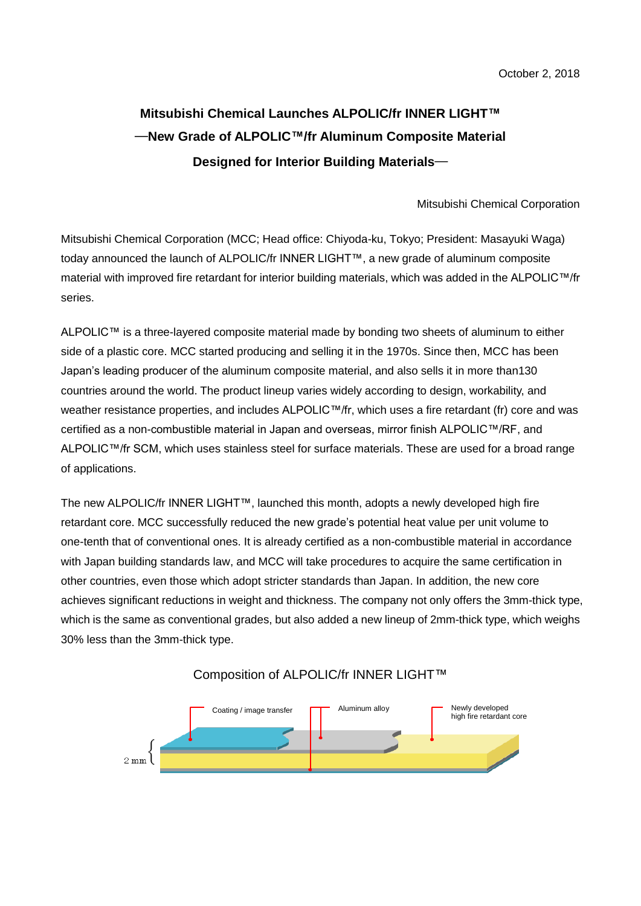October 2, 2018

# Mitsubishi Chemical Launches ALPOLIC/fr INNER LIGHT™
## —New Grade of ALPOLIC™/fr Aluminum Composite Material Designed for Interior Building Materials—

Mitsubishi Chemical Corporation

Mitsubishi Chemical Corporation (MCC; Head office: Chiyoda-ku, Tokyo; President: Masayuki Waga) today announced the launch of ALPOLIC/fr INNER LIGHT™, a new grade of aluminum composite material with improved fire retardant for interior building materials, which was added in the ALPOLIC™/fr series.

ALPOLIC™ is a three-layered composite material made by bonding two sheets of aluminum to either side of a plastic core. MCC started producing and selling it in the 1970s. Since then, MCC has been Japan's leading producer of the aluminum composite material, and also sells it in more than130 countries around the world. The product lineup varies widely according to design, workability, and weather resistance properties, and includes ALPOLIC™/fr, which uses a fire retardant (fr) core and was certified as a non-combustible material in Japan and overseas, mirror finish ALPOLIC™/RF, and ALPOLIC™/fr SCM, which uses stainless steel for surface materials. These are used for a broad range of applications.

The new ALPOLIC/fr INNER LIGHT™, launched this month, adopts a newly developed high fire retardant core. MCC successfully reduced the new grade's potential heat value per unit volume to one-tenth that of conventional ones. It is already certified as a non-combustible material in accordance with Japan building standards law, and MCC will take procedures to acquire the same certification in other countries, even those which adopt stricter standards than Japan. In addition, the new core achieves significant reductions in weight and thickness. The company not only offers the 3mm-thick type, which is the same as conventional grades, but also added a new lineup of 2mm-thick type, which weighs 30% less than the 3mm-thick type.

Composition of ALPOLIC/fr INNER LIGHT™

Coating / image transfer | Aluminum alloy | Newly developed high fire retardant core | 2 mm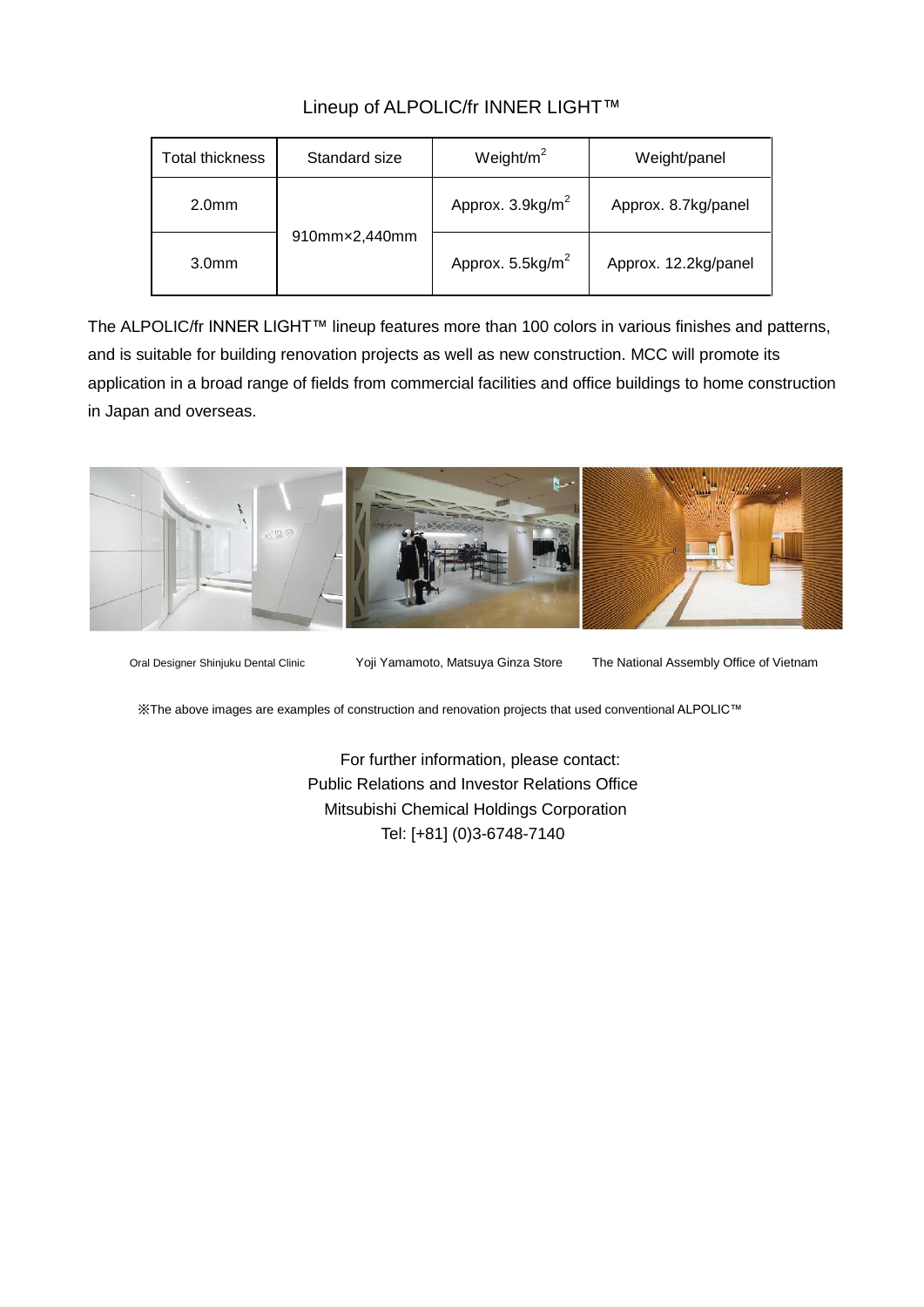Lineup of ALPOLIC/fr INNER LIGHT™

| Total thickness | Standard size | Weight/$m^2$ | Weight/panel |
|---|---|---|---|
| 2.0mm | 910mm×2,440mm | Approx. 3.9kg/$m^2$ | Approx. 8.7kg/panel |
| 3.0mm | | Approx. 5.5kg/$m^2$ | Approx. 12.2kg/panel |

The ALPOLIC/fr INNER LIGHT™ lineup features more than 100 colors in various finishes and patterns, and is suitable for building renovation projects as well as new construction. MCC will promote its application in a broad range of fields from commercial facilities and office buildings to home construction in Japan and overseas.

Oral Designer Shinjuku Dental Clinic

Yoji Yamamoto, Matsuya Ginza Store

The National Assembly Office of Vietnam

※The above images are examples of construction and renovation projects that used conventional ALPOLIC™

For further information, please contact:
Public Relations and Investor Relations Office
Mitsubishi Chemical Holdings Corporation
Tel: [+81] (0)3-6748-7140